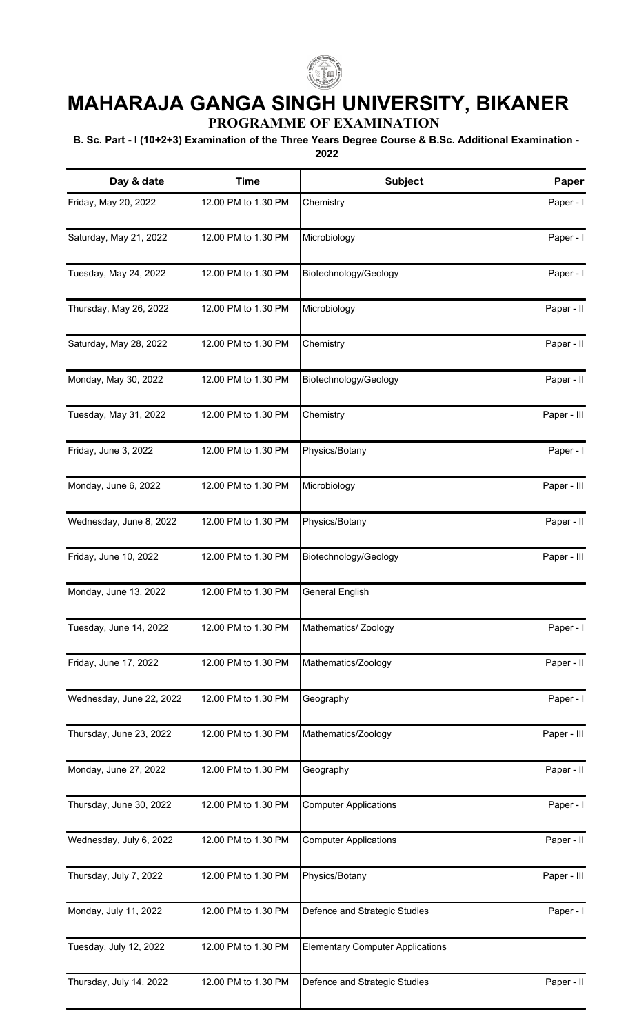# MAHARAJA GANGA SINGH UNIVERSITY, BIKANER

## PROGRAMME OF EXAMINATION

**B. Sc. Part - I (10+2+3) Examination of the Three Years Degree Course & B.Sc. Additional Examination - 2022**

| Day & date | Time | Subject | Paper |
|---|---|---|---|
| Friday, May 20, 2022 | 12.00 PM to 1.30 PM | Chemistry | Paper - I |
| Saturday, May 21, 2022 | 12.00 PM to 1.30 PM | Microbiology | Paper - I |
| Tuesday, May 24, 2022 | 12.00 PM to 1.30 PM | Biotechnology/Geology | Paper - I |
| Thursday, May 26, 2022 | 12.00 PM to 1.30 PM | Microbiology | Paper - II |
| Saturday, May 28, 2022 | 12.00 PM to 1.30 PM | Chemistry | Paper - II |
| Monday, May 30, 2022 | 12.00 PM to 1.30 PM | Biotechnology/Geology | Paper - II |
| Tuesday, May 31, 2022 | 12.00 PM to 1.30 PM | Chemistry | Paper - III |
| Friday, June 3, 2022 | 12.00 PM to 1.30 PM | Physics/Botany | Paper - I |
| Monday, June 6, 2022 | 12.00 PM to 1.30 PM | Microbiology | Paper - III |
| Wednesday, June 8, 2022 | 12.00 PM to 1.30 PM | Physics/Botany | Paper - II |
| Friday, June 10, 2022 | 12.00 PM to 1.30 PM | Biotechnology/Geology | Paper - III |
| Monday, June 13, 2022 | 12.00 PM to 1.30 PM | General English | |
| Tuesday, June 14, 2022 | 12.00 PM to 1.30 PM | Mathematics/ Zoology | Paper - I |
| Friday, June 17, 2022 | 12.00 PM to 1.30 PM | Mathematics/Zoology | Paper - II |
| Wednesday, June 22, 2022 | 12.00 PM to 1.30 PM | Geography | Paper - I |
| Thursday, June 23, 2022 | 12.00 PM to 1.30 PM | Mathematics/Zoology | Paper - III |
| Monday, June 27, 2022 | 12.00 PM to 1.30 PM | Geography | Paper - II |
| Thursday, June 30, 2022 | 12.00 PM to 1.30 PM | Computer Applications | Paper - I |
| Wednesday, July 6, 2022 | 12.00 PM to 1.30 PM | Computer Applications | Paper - II |
| Thursday, July 7, 2022 | 12.00 PM to 1.30 PM | Physics/Botany | Paper - III |
| Monday, July 11, 2022 | 12.00 PM to 1.30 PM | Defence and Strategic Studies | Paper - I |
| Tuesday, July 12, 2022 | 12.00 PM to 1.30 PM | Elementary Computer Applications | |
| Thursday, July 14, 2022 | 12.00 PM to 1.30 PM | Defence and Strategic Studies | Paper - II |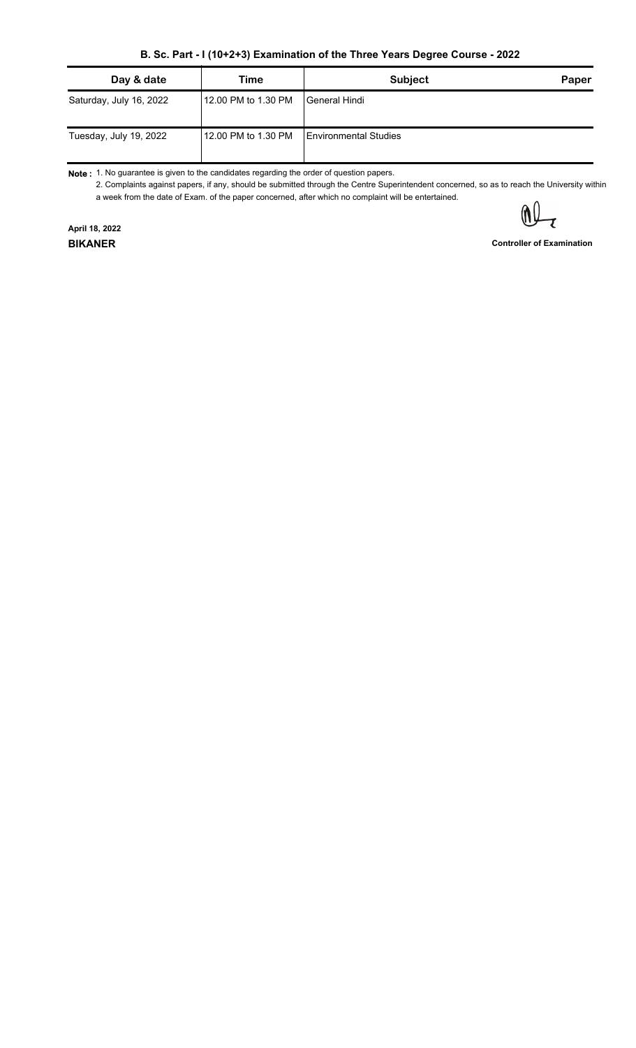**B. Sc. Part - I (10+2+3) Examination of the Three Years Degree Course - 2022**

| Day & date | Time | Subject | Paper |
|---|---|---|---|
| Saturday, July 16, 2022 | 12.00 PM to 1.30 PM | General Hindi | |
| Tuesday, July 19, 2022 | 12.00 PM to 1.30 PM | Environmental Studies | |

**Note :** 1. No guarantee is given to the candidates regarding the order of question papers.

2. Complaints against papers, if any, should be submitted through the Centre Superintendent concerned, so as to reach the University within a week from the date of Exam. of the paper concerned, after which no complaint will be entertained.

**April 18, 2022**

**BIKANER**

**Controller of Examination**